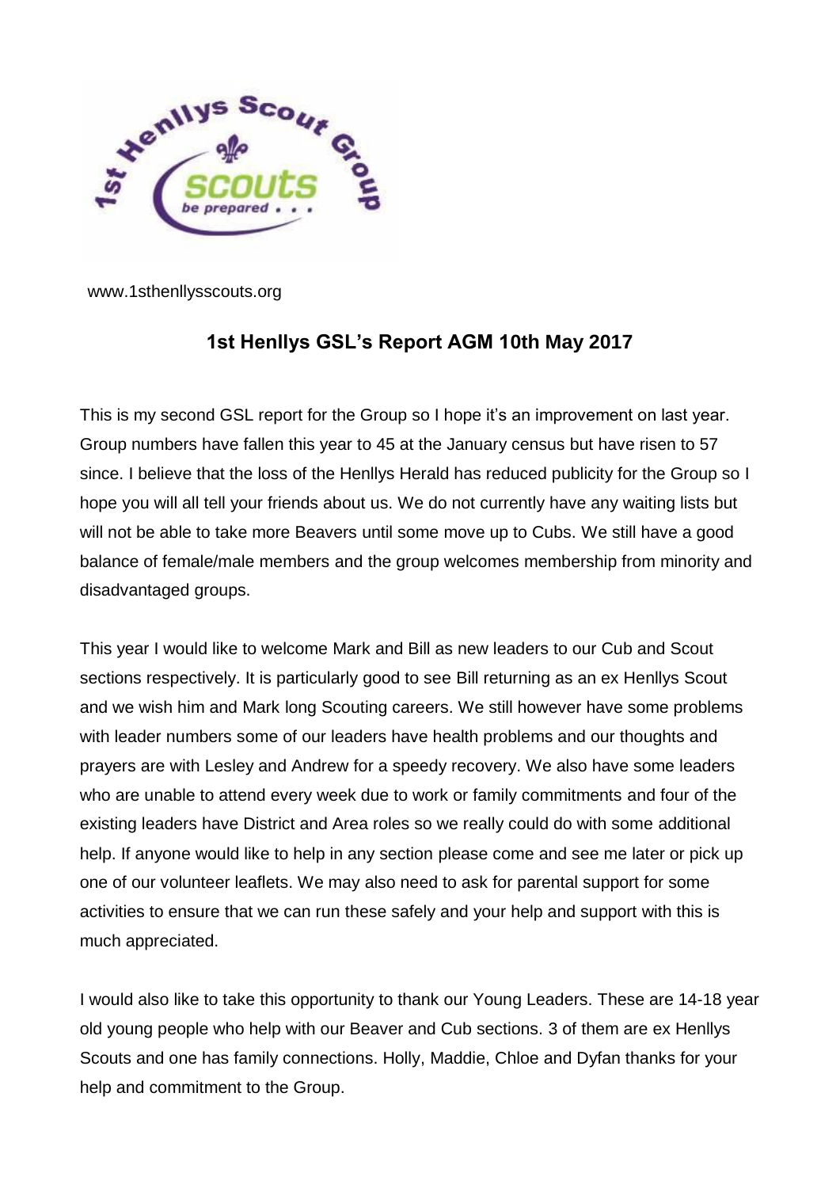www.1sthenllysscouts.org

## 1st Henllys GSL's Report AGM 10th May 2017

This is my second GSL report for the Group so I hope it's an improvement on last year. Group numbers have fallen this year to 45 at the January census but have risen to 57 since. I believe that the loss of the Henllys Herald has reduced publicity for the Group so I hope you will all tell your friends about us. We do not currently have any waiting lists but will not be able to take more Beavers until some move up to Cubs. We still have a good balance of female/male members and the group welcomes membership from minority and disadvantaged groups.

This year I would like to welcome Mark and Bill as new leaders to our Cub and Scout sections respectively. It is particularly good to see Bill returning as an ex Henllys Scout and we wish him and Mark long Scouting careers. We still however have some problems with leader numbers some of our leaders have health problems and our thoughts and prayers are with Lesley and Andrew for a speedy recovery. We also have some leaders who are unable to attend every week due to work or family commitments and four of the existing leaders have District and Area roles so we really could do with some additional help. If anyone would like to help in any section please come and see me later or pick up one of our volunteer leaflets. We may also need to ask for parental support for some activities to ensure that we can run these safely and your help and support with this is much appreciated.

I would also like to take this opportunity to thank our Young Leaders. These are 14-18 year old young people who help with our Beaver and Cub sections. 3 of them are ex Henllys Scouts and one has family connections. Holly, Maddie, Chloe and Dyfan thanks for your help and commitment to the Group.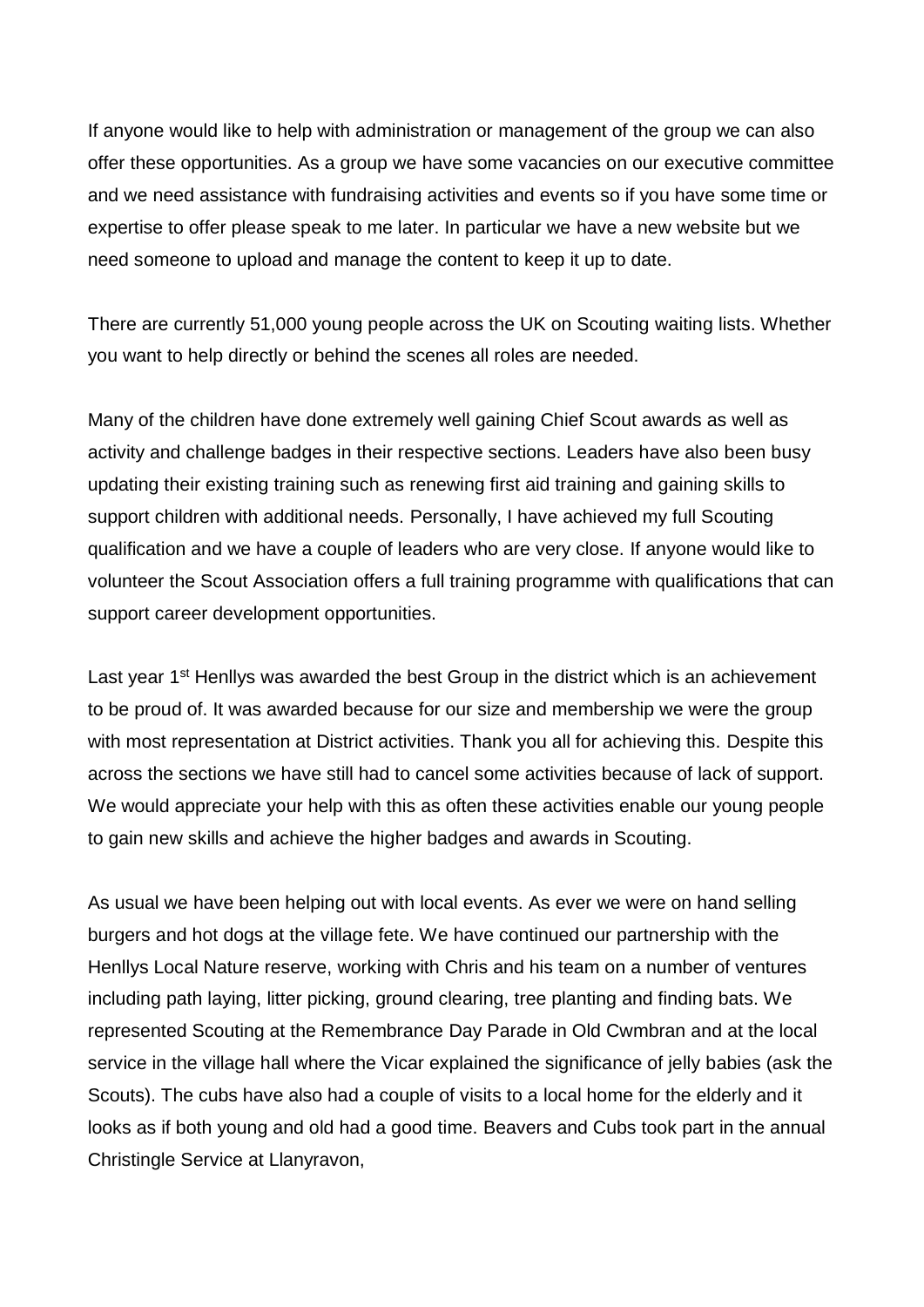If anyone would like to help with administration or management of the group we can also offer these opportunities. As a group we have some vacancies on our executive committee and we need assistance with fundraising activities and events so if you have some time or expertise to offer please speak to me later. In particular we have a new website but we need someone to upload and manage the content to keep it up to date.

There are currently 51,000 young people across the UK on Scouting waiting lists. Whether you want to help directly or behind the scenes all roles are needed.

Many of the children have done extremely well gaining Chief Scout awards as well as activity and challenge badges in their respective sections. Leaders have also been busy updating their existing training such as renewing first aid training and gaining skills to support children with additional needs. Personally, I have achieved my full Scouting qualification and we have a couple of leaders who are very close. If anyone would like to volunteer the Scout Association offers a full training programme with qualifications that can support career development opportunities.

Last year 1st Henllys was awarded the best Group in the district which is an achievement to be proud of. It was awarded because for our size and membership we were the group with most representation at District activities. Thank you all for achieving this. Despite this across the sections we have still had to cancel some activities because of lack of support. We would appreciate your help with this as often these activities enable our young people to gain new skills and achieve the higher badges and awards in Scouting.

As usual we have been helping out with local events. As ever we were on hand selling burgers and hot dogs at the village fete. We have continued our partnership with the Henllys Local Nature reserve, working with Chris and his team on a number of ventures including path laying, litter picking, ground clearing, tree planting and finding bats. We represented Scouting at the Remembrance Day Parade in Old Cwmbran and at the local service in the village hall where the Vicar explained the significance of jelly babies (ask the Scouts). The cubs have also had a couple of visits to a local home for the elderly and it looks as if both young and old had a good time. Beavers and Cubs took part in the annual Christingle Service at Llanyravon,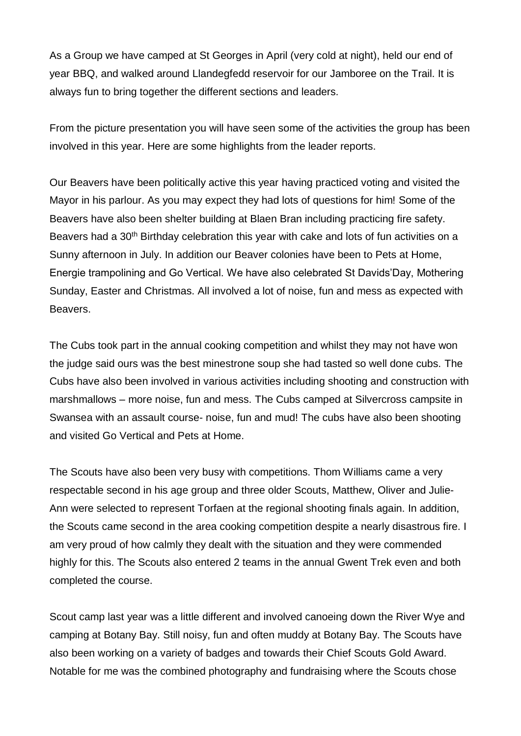As a Group we have camped at St Georges in April (very cold at night), held our end of year BBQ, and walked around Llandegfedd reservoir for our Jamboree on the Trail. It is always fun to bring together the different sections and leaders.

From the picture presentation you will have seen some of the activities the group has been involved in this year. Here are some highlights from the leader reports.

Our Beavers have been politically active this year having practiced voting and visited the Mayor in his parlour. As you may expect they had lots of questions for him! Some of the Beavers have also been shelter building at Blaen Bran including practicing fire safety. Beavers had a 30th Birthday celebration this year with cake and lots of fun activities on a Sunny afternoon in July. In addition our Beaver colonies have been to Pets at Home, Energie trampolining and Go Vertical. We have also celebrated St Davids'Day, Mothering Sunday, Easter and Christmas. All involved a lot of noise, fun and mess as expected with Beavers.

The Cubs took part in the annual cooking competition and whilst they may not have won the judge said ours was the best minestrone soup she had tasted so well done cubs. The Cubs have also been involved in various activities including shooting and construction with marshmallows – more noise, fun and mess. The Cubs camped at Silvercross campsite in Swansea with an assault course- noise, fun and mud! The cubs have also been shooting and visited Go Vertical and Pets at Home.

The Scouts have also been very busy with competitions. Thom Williams came a very respectable second in his age group and three older Scouts, Matthew, Oliver and Julie-Ann were selected to represent Torfaen at the regional shooting finals again. In addition, the Scouts came second in the area cooking competition despite a nearly disastrous fire. I am very proud of how calmly they dealt with the situation and they were commended highly for this. The Scouts also entered 2 teams in the annual Gwent Trek even and both completed the course.

Scout camp last year was a little different and involved canoeing down the River Wye and camping at Botany Bay. Still noisy, fun and often muddy at Botany Bay. The Scouts have also been working on a variety of badges and towards their Chief Scouts Gold Award. Notable for me was the combined photography and fundraising where the Scouts chose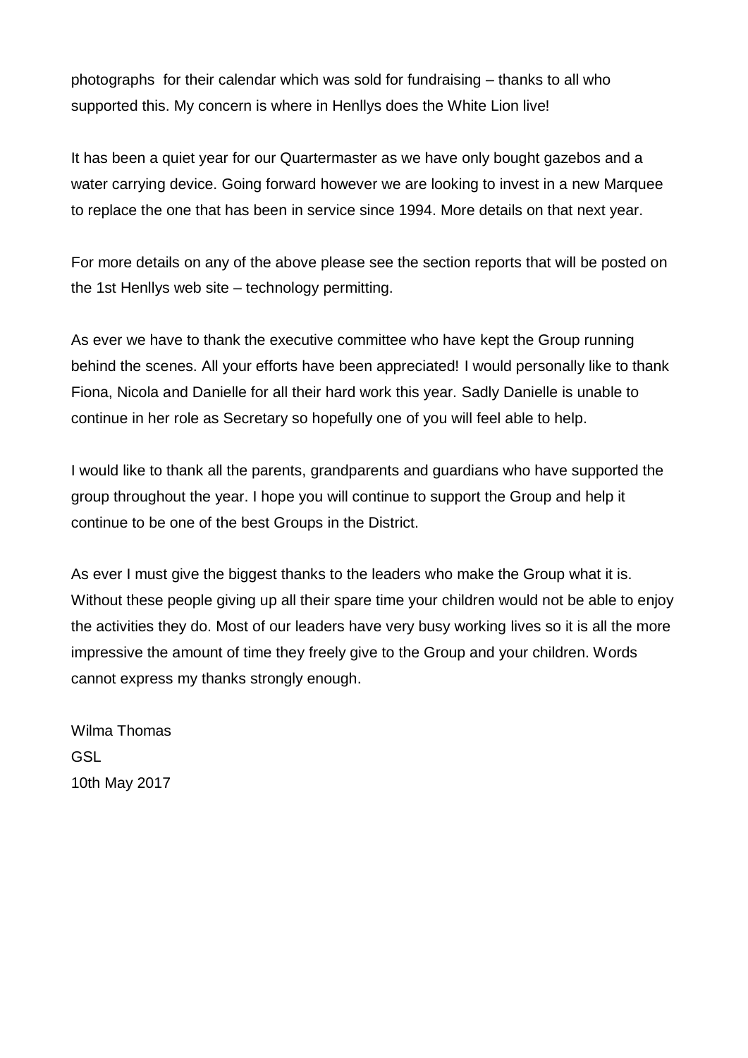photographs for their calendar which was sold for fundraising – thanks to all who supported this. My concern is where in Henllys does the White Lion live!

It has been a quiet year for our Quartermaster as we have only bought gazebos and a water carrying device. Going forward however we are looking to invest in a new Marquee to replace the one that has been in service since 1994. More details on that next year.

For more details on any of the above please see the section reports that will be posted on the 1st Henllys web site – technology permitting.

As ever we have to thank the executive committee who have kept the Group running behind the scenes. All your efforts have been appreciated! I would personally like to thank Fiona, Nicola and Danielle for all their hard work this year. Sadly Danielle is unable to continue in her role as Secretary so hopefully one of you will feel able to help.

I would like to thank all the parents, grandparents and guardians who have supported the group throughout the year. I hope you will continue to support the Group and help it continue to be one of the best Groups in the District.

As ever I must give the biggest thanks to the leaders who make the Group what it is. Without these people giving up all their spare time your children would not be able to enjoy the activities they do. Most of our leaders have very busy working lives so it is all the more impressive the amount of time they freely give to the Group and your children. Words cannot express my thanks strongly enough.

Wilma Thomas  
GSL  
10th May 2017